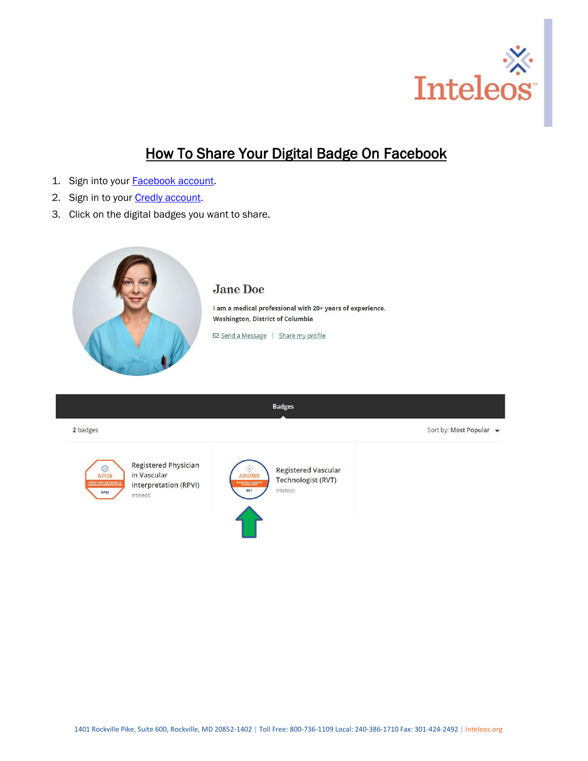# How To Share Your Digital Badge On Facebook

1. Sign into your Facebook account.
2. Sign in to your Credly account.
3. Click on the digital badges you want to share.

Jane Doe

I am a medical professional with 20+ years of experience.
Washington, District of Columbia

Send a Message | Share my profile

Badges

2 badges Sort by: Most Popular

Registered Physician in Vascular Interpretation (RPVI)
Inteleos

Registered Vascular Technologist (RVT)
Inteleos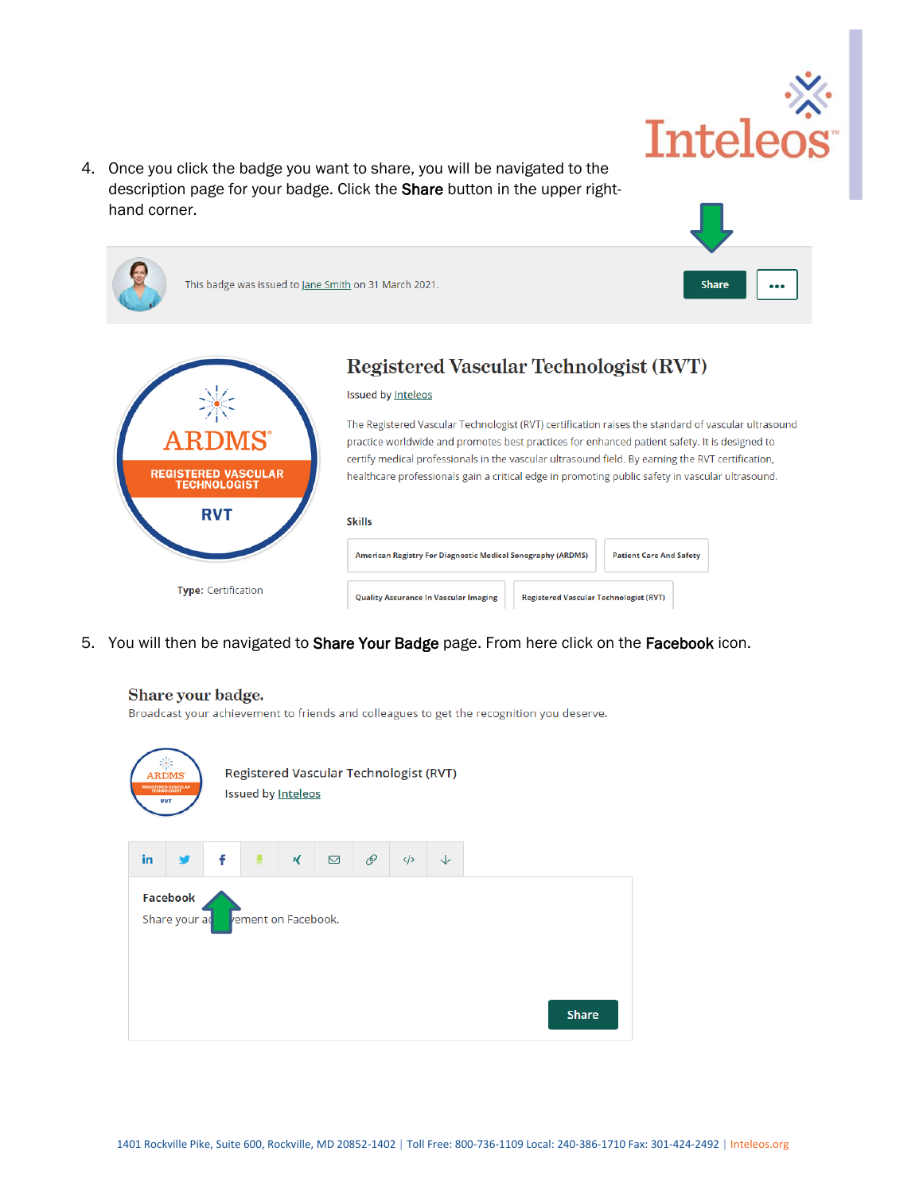4. Once you click the badge you want to share, you will be navigated to the description page for your badge. Click the **Share** button in the upper right-hand corner.

This badge was issued to Jane Smith on 31 March 2021.

Share

**Registered Vascular Technologist (RVT)**

Issued by Inteleos

The Registered Vascular Technologist (RVT) certification raises the standard of vascular ultrasound practice worldwide and promotes best practices for enhanced patient safety. It is designed to certify medical professionals in the vascular ultrasound field. By earning the RVT certification, healthcare professionals gain a critical edge in promoting public safety in vascular ultrasound.

**Skills**

American Registry For Diagnostic Medical Sonography (ARDMS) | Patient Care And Safety | Quality Assurance In Vascular Imaging | Registered Vascular Technologist (RVT)

**Type:** Certification

5. You will then be navigated to **Share Your Badge** page. From here click on the **Facebook** icon.

**Share your badge.**

Broadcast your achievement to friends and colleagues to get the recognition you deserve.

Registered Vascular Technologist (RVT)

Issued by Inteleos

**Facebook**

Share your achievement on Facebook.

Share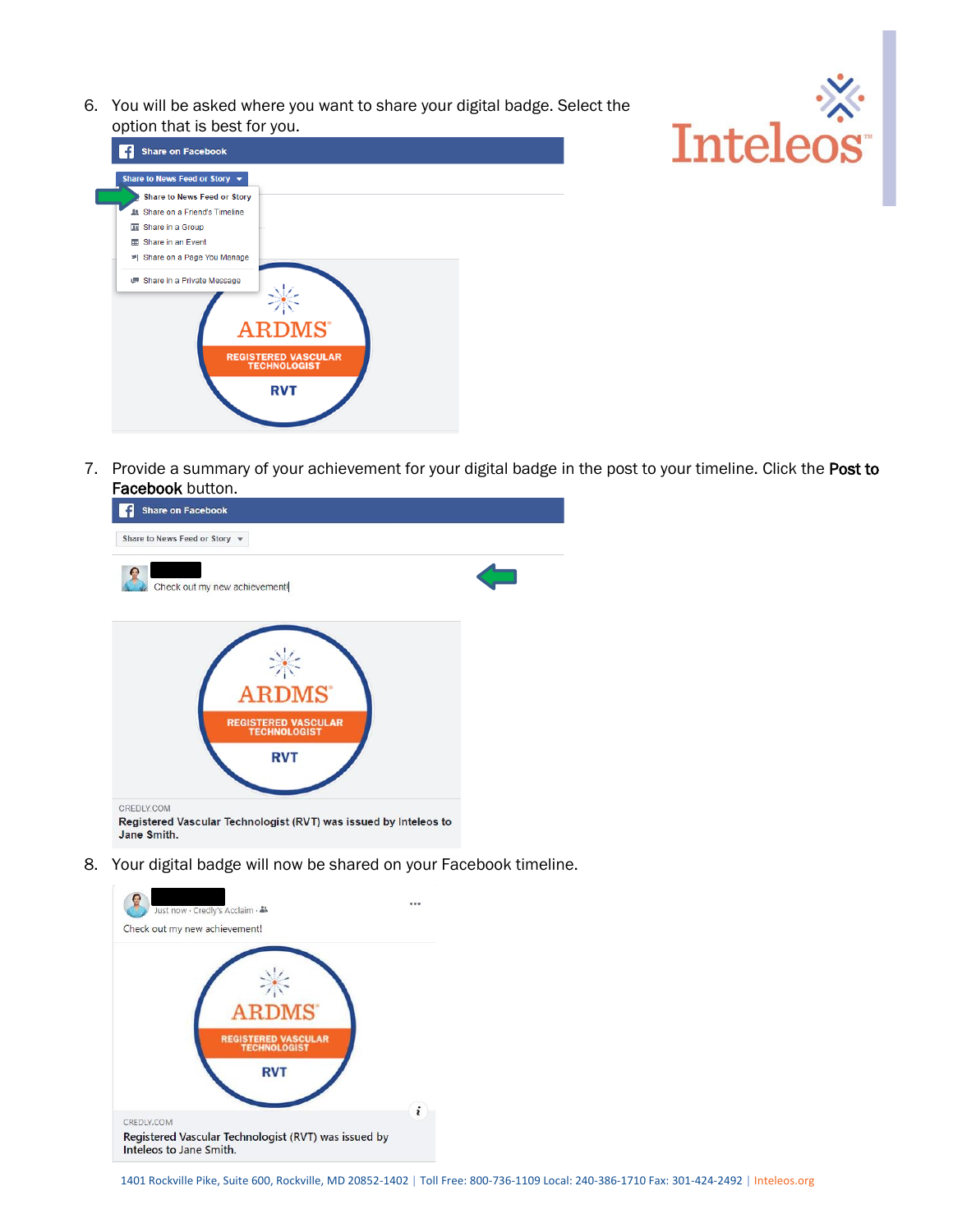6. You will be asked where you want to share your digital badge. Select the option that is best for you.

7. Provide a summary of your achievement for your digital badge in the post to your timeline. Click the **Post to Facebook** button.

8. Your digital badge will now be shared on your Facebook timeline.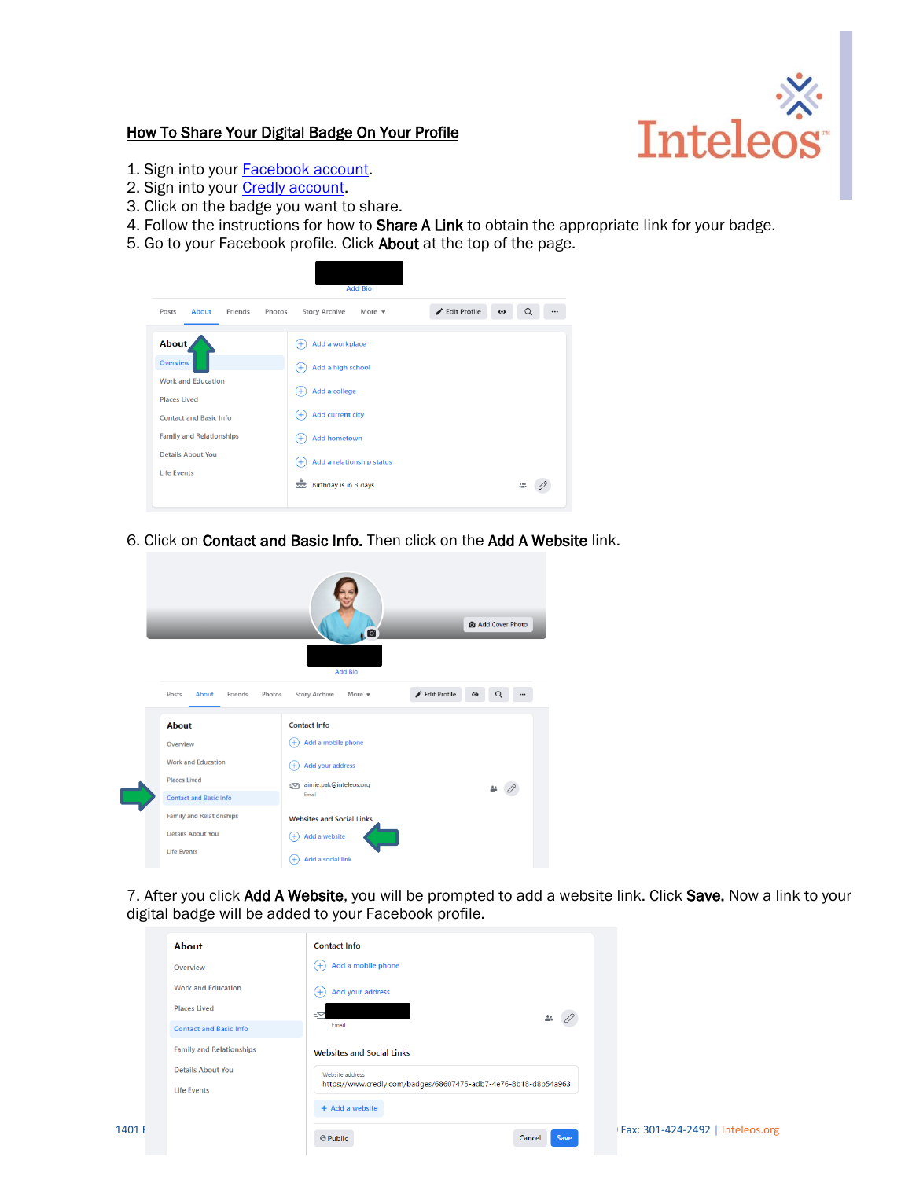## How To Share Your Digital Badge On Your Profile

1. Sign into your Facebook account.
2. Sign into your Credly account.
3. Click on the badge you want to share.
4. Follow the instructions for how to **Share A Link** to obtain the appropriate link for your badge.
5. Go to your Facebook profile. Click **About** at the top of the page.

6. Click on **Contact and Basic Info.** Then click on the **Add A Website** link.

7. After you click **Add A Website**, you will be prompted to add a website link. Click **Save.** Now a link to your digital badge will be added to your Facebook profile.